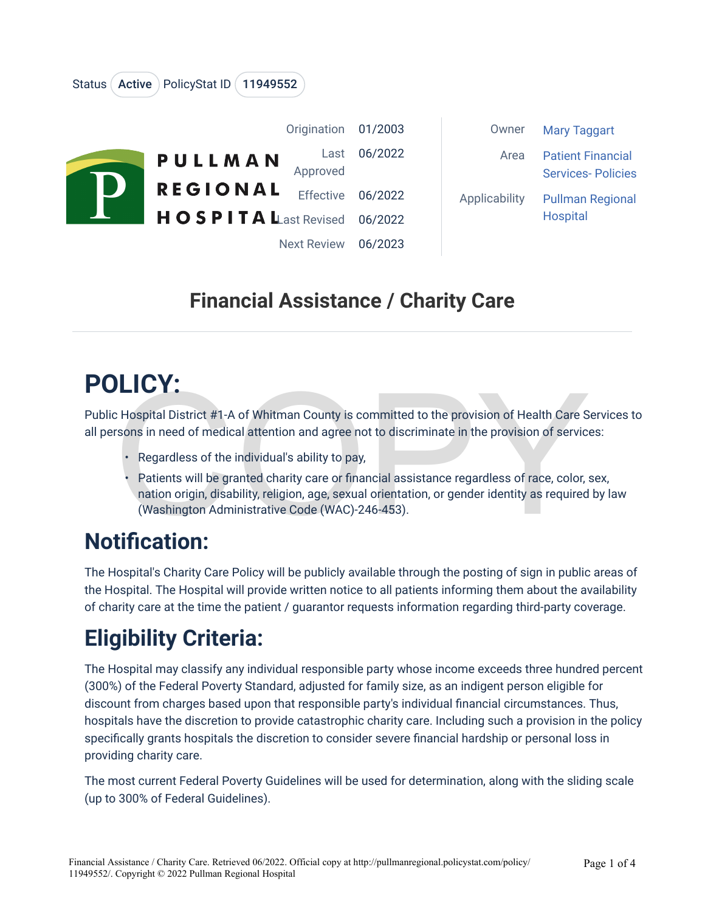Status: Active | PolicyStat ID: 11949552

| | | | |
|---|---|---|---|
| Origination | 01/2003 | Owner | Mary Taggart |
| Last Approved | 06/2022 | Area | Patient Financial Services- Policies |
| Effective | 06/2022 | Applicability | Pullman Regional Hospital |
| Last Revised | 06/2022 | | |
| Next Review | 06/2023 | | |

PULLMAN REGIONAL HOSPITAL

# Financial Assistance / Charity Care

# POLICY:

Public Hospital District #1-A of Whitman County is committed to the provision of Health Care Services to all persons in need of medical attention and agree not to discriminate in the provision of services:

- Regardless of the individual's ability to pay,
- Patients will be granted charity care or financial assistance regardless of race, color, sex, nation origin, disability, religion, age, sexual orientation, or gender identity as required by law (Washington Administrative Code (WAC)-246-453).

# Notification:

The Hospital's Charity Care Policy will be publicly available through the posting of sign in public areas of the Hospital. The Hospital will provide written notice to all patients informing them about the availability of charity care at the time the patient / guarantor requests information regarding third-party coverage.

# Eligibility Criteria:

The Hospital may classify any individual responsible party whose income exceeds three hundred percent (300%) of the Federal Poverty Standard, adjusted for family size, as an indigent person eligible for discount from charges based upon that responsible party's individual financial circumstances. Thus, hospitals have the discretion to provide catastrophic charity care. Including such a provision in the policy specifically grants hospitals the discretion to consider severe financial hardship or personal loss in providing charity care.

The most current Federal Poverty Guidelines will be used for determination, along with the sliding scale (up to 300% of Federal Guidelines).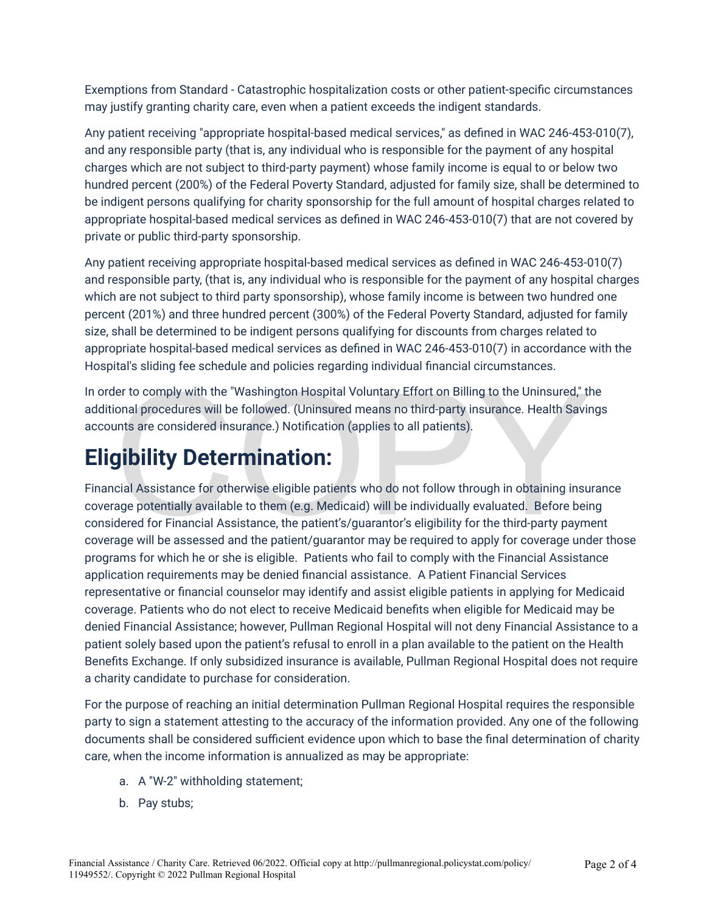Exemptions from Standard - Catastrophic hospitalization costs or other patient-specific circumstances may justify granting charity care, even when a patient exceeds the indigent standards.

Any patient receiving "appropriate hospital-based medical services," as defined in WAC 246-453-010(7), and any responsible party (that is, any individual who is responsible for the payment of any hospital charges which are not subject to third-party payment) whose family income is equal to or below two hundred percent (200%) of the Federal Poverty Standard, adjusted for family size, shall be determined to be indigent persons qualifying for charity sponsorship for the full amount of hospital charges related to appropriate hospital-based medical services as defined in WAC 246-453-010(7) that are not covered by private or public third-party sponsorship.

Any patient receiving appropriate hospital-based medical services as defined in WAC 246-453-010(7) and responsible party, (that is, any individual who is responsible for the payment of any hospital charges which are not subject to third party sponsorship), whose family income is between two hundred one percent (201%) and three hundred percent (300%) of the Federal Poverty Standard, adjusted for family size, shall be determined to be indigent persons qualifying for discounts from charges related to appropriate hospital-based medical services as defined in WAC 246-453-010(7) in accordance with the Hospital's sliding fee schedule and policies regarding individual financial circumstances.

In order to comply with the "Washington Hospital Voluntary Effort on Billing to the Uninsured," the additional procedures will be followed. (Uninsured means no third-party insurance. Health Savings accounts are considered insurance.) Notification (applies to all patients).

# Eligibility Determination:

Financial Assistance for otherwise eligible patients who do not follow through in obtaining insurance coverage potentially available to them (e.g. Medicaid) will be individually evaluated. Before being considered for Financial Assistance, the patient's/guarantor's eligibility for the third-party payment coverage will be assessed and the patient/guarantor may be required to apply for coverage under those programs for which he or she is eligible. Patients who fail to comply with the Financial Assistance application requirements may be denied financial assistance. A Patient Financial Services representative or financial counselor may identify and assist eligible patients in applying for Medicaid coverage. Patients who do not elect to receive Medicaid benefits when eligible for Medicaid may be denied Financial Assistance; however, Pullman Regional Hospital will not deny Financial Assistance to a patient solely based upon the patient's refusal to enroll in a plan available to the patient on the Health Benefits Exchange. If only subsidized insurance is available, Pullman Regional Hospital does not require a charity candidate to purchase for consideration.

For the purpose of reaching an initial determination Pullman Regional Hospital requires the responsible party to sign a statement attesting to the accuracy of the information provided. Any one of the following documents shall be considered sufficient evidence upon which to base the final determination of charity care, when the income information is annualized as may be appropriate:

a. A "W-2" withholding statement;
b. Pay stubs;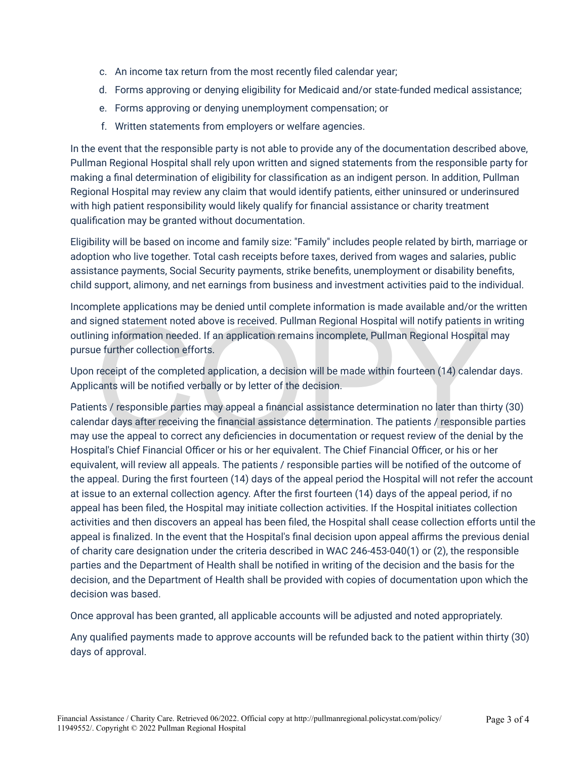c. An income tax return from the most recently filed calendar year;
d. Forms approving or denying eligibility for Medicaid and/or state-funded medical assistance;
e. Forms approving or denying unemployment compensation; or
f. Written statements from employers or welfare agencies.

In the event that the responsible party is not able to provide any of the documentation described above, Pullman Regional Hospital shall rely upon written and signed statements from the responsible party for making a final determination of eligibility for classification as an indigent person. In addition, Pullman Regional Hospital may review any claim that would identify patients, either uninsured or underinsured with high patient responsibility would likely qualify for financial assistance or charity treatment qualification may be granted without documentation.

Eligibility will be based on income and family size: "Family" includes people related by birth, marriage or adoption who live together. Total cash receipts before taxes, derived from wages and salaries, public assistance payments, Social Security payments, strike benefits, unemployment or disability benefits, child support, alimony, and net earnings from business and investment activities paid to the individual.

Incomplete applications may be denied until complete information is made available and/or the written and signed statement noted above is received. Pullman Regional Hospital will notify patients in writing outlining information needed. If an application remains incomplete, Pullman Regional Hospital may pursue further collection efforts.

Upon receipt of the completed application, a decision will be made within fourteen (14) calendar days. Applicants will be notified verbally or by letter of the decision.

Patients / responsible parties may appeal a financial assistance determination no later than thirty (30) calendar days after receiving the financial assistance determination. The patients / responsible parties may use the appeal to correct any deficiencies in documentation or request review of the denial by the Hospital's Chief Financial Officer or his or her equivalent. The Chief Financial Officer, or his or her equivalent, will review all appeals. The patients / responsible parties will be notified of the outcome of the appeal. During the first fourteen (14) days of the appeal period the Hospital will not refer the account at issue to an external collection agency. After the first fourteen (14) days of the appeal period, if no appeal has been filed, the Hospital may initiate collection activities. If the Hospital initiates collection activities and then discovers an appeal has been filed, the Hospital shall cease collection efforts until the appeal is finalized. In the event that the Hospital's final decision upon appeal affirms the previous denial of charity care designation under the criteria described in WAC 246-453-040(1) or (2), the responsible parties and the Department of Health shall be notified in writing of the decision and the basis for the decision, and the Department of Health shall be provided with copies of documentation upon which the decision was based.

Once approval has been granted, all applicable accounts will be adjusted and noted appropriately.

Any qualified payments made to approve accounts will be refunded back to the patient within thirty (30) days of approval.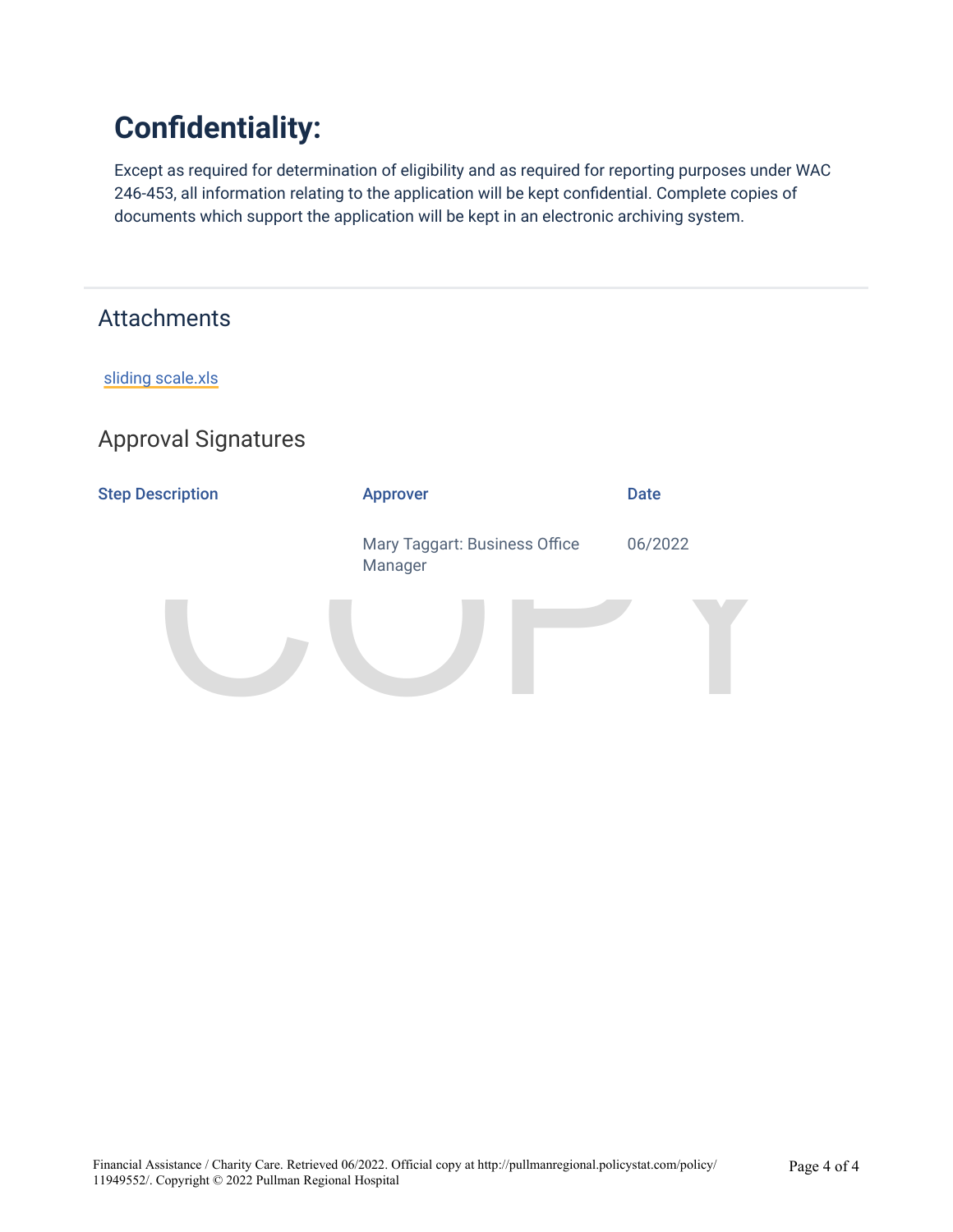# Confidentiality:

Except as required for determination of eligibility and as required for reporting purposes under WAC 246-453, all information relating to the application will be kept confidential. Complete copies of documents which support the application will be kept in an electronic archiving system.

## Attachments

sliding scale.xls

## Approval Signatures

| Step Description | Approver | Date |
|---|---|---|
| | Mary Taggart: Business Office Manager | 06/2022 |

Financial Assistance / Charity Care. Retrieved 06/2022. Official copy at http://pullmanregional.policystat.com/policy/11949552/. Copyright © 2022 Pullman Regional Hospital